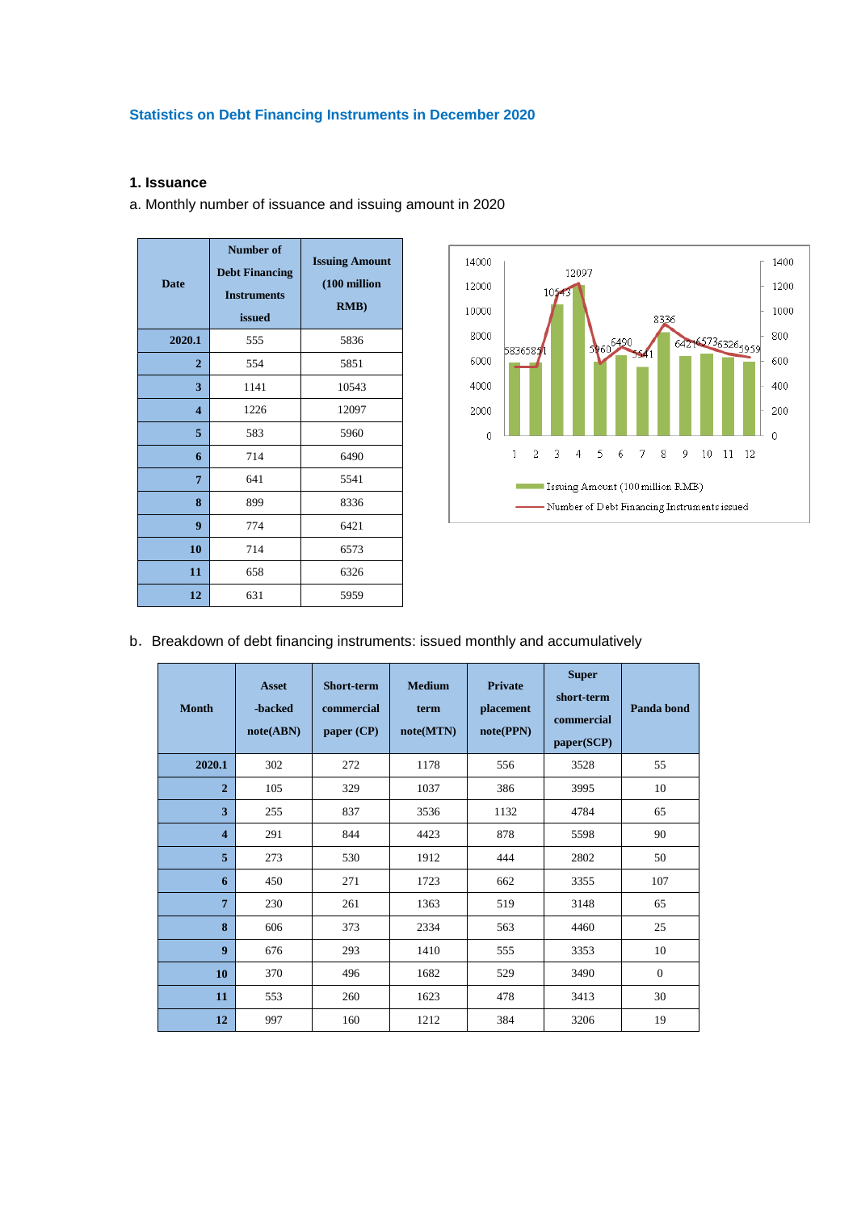## Statistics on Debt Financing Instruments in December 2020

### 1. Issuance

a. Monthly number of issuance and issuing amount in 2020

| Date | Number of Debt Financing Instruments issued | Issuing Amount (100 million RMB) |
|---|---|---|
| 2020.1 | 555 | 5836 |
| 2 | 554 | 5851 |
| 3 | 1141 | 10543 |
| 4 | 1226 | 12097 |
| 5 | 583 | 5960 |
| 6 | 714 | 6490 |
| 7 | 641 | 5541 |
| 8 | 899 | 8336 |
| 9 | 774 | 6421 |
| 10 | 714 | 6573 |
| 11 | 658 | 6326 |
| 12 | 631 | 5959 |

b. Breakdown of debt financing instruments: issued monthly and accumulatively

| Month | Asset -backed note(ABN) | Short-term commercial paper (CP) | Medium term note(MTN) | Private placement note(PPN) | Super short-term commercial paper(SCP) | Panda bond |
|---|---|---|---|---|---|---|
| 2020.1 | 302 | 272 | 1178 | 556 | 3528 | 55 |
| 2 | 105 | 329 | 1037 | 386 | 3995 | 10 |
| 3 | 255 | 837 | 3536 | 1132 | 4784 | 65 |
| 4 | 291 | 844 | 4423 | 878 | 5598 | 90 |
| 5 | 273 | 530 | 1912 | 444 | 2802 | 50 |
| 6 | 450 | 271 | 1723 | 662 | 3355 | 107 |
| 7 | 230 | 261 | 1363 | 519 | 3148 | 65 |
| 8 | 606 | 373 | 2334 | 563 | 4460 | 25 |
| 9 | 676 | 293 | 1410 | 555 | 3353 | 10 |
| 10 | 370 | 496 | 1682 | 529 | 3490 | 0 |
| 11 | 553 | 260 | 1623 | 478 | 3413 | 30 |
| 12 | 997 | 160 | 1212 | 384 | 3206 | 19 |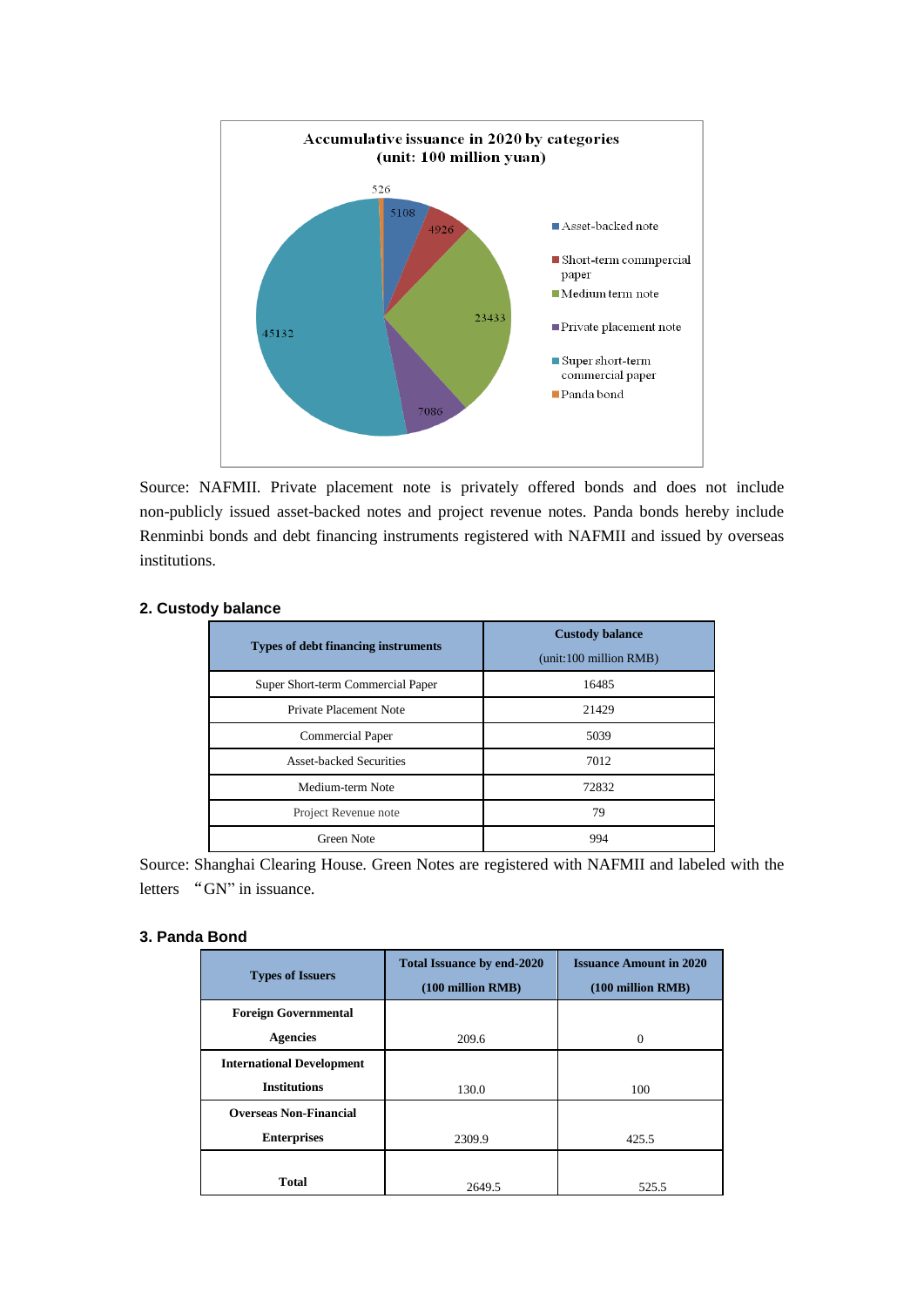Accumulative issuance in 2020 by categories
(unit: 100 million yuan)

| Category | Issuance |
|---|---|
| Asset-backed note | 5108 |
| Short-term commercial paper | 4926 |
| Medium term note | 23433 |
| Private placement note | 7086 |
| Super short-term commercial paper | 45132 |
| Panda bond | 526 |

Source: NAFMII. Private placement note is privately offered bonds and does not include non-publicly issued asset-backed notes and project revenue notes. Panda bonds hereby include Renminbi bonds and debt financing instruments registered with NAFMII and issued by overseas institutions.

## 2. Custody balance

| Types of debt financing instruments | Custody balance (unit:100 million RMB) |
|---|---|
| Super Short-term Commercial Paper | 16485 |
| Private Placement Note | 21429 |
| Commercial Paper | 5039 |
| Asset-backed Securities | 7012 |
| Medium-term Note | 72832 |
| Project Revenue note | 79 |
| Green Note | 994 |

Source: Shanghai Clearing House. Green Notes are registered with NAFMII and labeled with the letters "GN" in issuance.

## 3. Panda Bond

| Types of Issuers | Total Issuance by end-2020 (100 million RMB) | Issuance Amount in 2020 (100 million RMB) |
|---|---|---|
| **Foreign Governmental Agencies** | 209.6 | 0 |
| **International Development Institutions** | 130.0 | 100 |
| **Overseas Non-Financial Enterprises** | 2309.9 | 425.5 |
| **Total** | 2649.5 | 525.5 |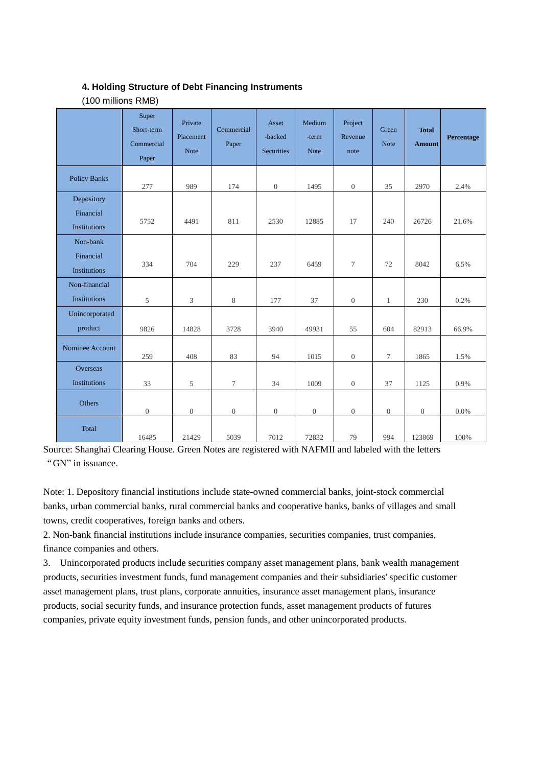**4. Holding Structure of Debt Financing Instruments**

(100 millions RMB)

| | Super Short-term Commercial Paper | Private Placement Note | Commercial Paper | Asset -backed Securities | Medium -term Note | Project Revenue note | Green Note | **Total Amount** | **Percentage** |
|---|---|---|---|---|---|---|---|---|---|
| Policy Banks | 277 | 989 | 174 | 0 | 1495 | 0 | 35 | 2970 | 2.4% |
| Depository Financial Institutions | 5752 | 4491 | 811 | 2530 | 12885 | 17 | 240 | 26726 | 21.6% |
| Non-bank Financial Institutions | 334 | 704 | 229 | 237 | 6459 | 7 | 72 | 8042 | 6.5% |
| Non-financial Institutions | 5 | 3 | 8 | 177 | 37 | 0 | 1 | 230 | 0.2% |
| Unincorporated product | 9826 | 14828 | 3728 | 3940 | 49931 | 55 | 604 | 82913 | 66.9% |
| Nominee Account | 259 | 408 | 83 | 94 | 1015 | 0 | 7 | 1865 | 1.5% |
| Overseas Institutions | 33 | 5 | 7 | 34 | 1009 | 0 | 37 | 1125 | 0.9% |
| Others | 0 | 0 | 0 | 0 | 0 | 0 | 0 | 0 | 0.0% |
| Total | 16485 | 21429 | 5039 | 7012 | 72832 | 79 | 994 | 123869 | 100% |

Source: Shanghai Clearing House. Green Notes are registered with NAFMII and labeled with the letters "GN" in issuance.

Note: 1. Depository financial institutions include state-owned commercial banks, joint-stock commercial banks, urban commercial banks, rural commercial banks and cooperative banks, banks of villages and small towns, credit cooperatives, foreign banks and others.

2. Non-bank financial institutions include insurance companies, securities companies, trust companies, finance companies and others.

3. Unincorporated products include securities company asset management plans, bank wealth management products, securities investment funds, fund management companies and their subsidiaries' specific customer asset management plans, trust plans, corporate annuities, insurance asset management plans, insurance products, social security funds, and insurance protection funds, asset management products of futures companies, private equity investment funds, pension funds, and other unincorporated products.